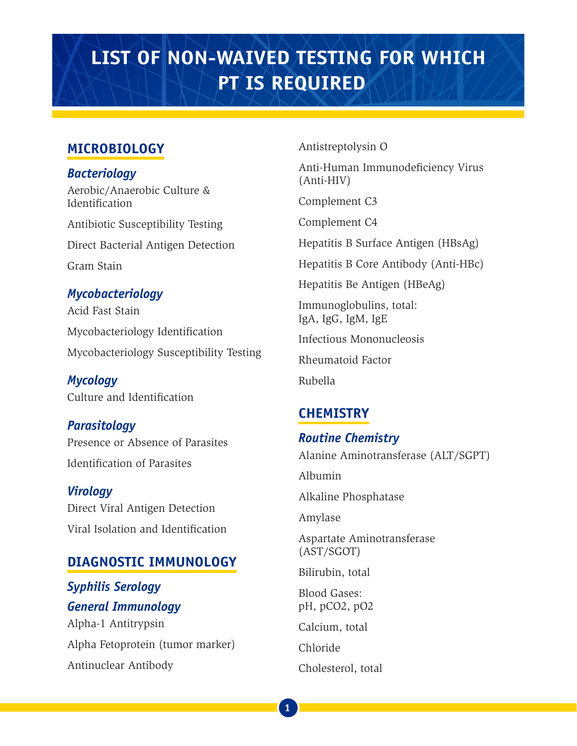# LIST OF NON-WAIVED TESTING FOR WHICH PT IS REQUIRED

## MICROBIOLOGY

### *Bacteriology*

Aerobic/Anaerobic Culture & Identification

Antibiotic Susceptibility Testing

Direct Bacterial Antigen Detection

Gram Stain

### *Mycobacteriology*

Acid Fast Stain

Mycobacteriology Identification

Mycobacteriology Susceptibility Testing

### *Mycology*

Culture and Identification

### *Parasitology*

Presence or Absence of Parasites

Identification of Parasites

### *Virology*

Direct Viral Antigen Detection

Viral Isolation and Identification

## DIAGNOSTIC IMMUNOLOGY

### *Syphilis Serology*

### *General Immunology*

Alpha-1 Antitrypsin

Alpha Fetoprotein (tumor marker)

Antinuclear Antibody

Antistreptolysin O

Anti-Human Immunodeficiency Virus (Anti-HIV)

Complement C3

Complement C4

Hepatitis B Surface Antigen (HBsAg)

Hepatitis B Core Antibody (Anti-HBc)

Hepatitis Be Antigen (HBeAg)

Immunoglobulins, total: IgA, IgG, IgM, IgE

Infectious Mononucleosis

Rheumatoid Factor

Rubella

## CHEMISTRY

### *Routine Chemistry*

Alanine Aminotransferase (ALT/SGPT)

Albumin

Alkaline Phosphatase

Amylase

Aspartate Aminotransferase (AST/SGOT)

Bilirubin, total

Blood Gases: pH, $pCO_2$, $pO_2$

Calcium, total

Chloride

Cholesterol, total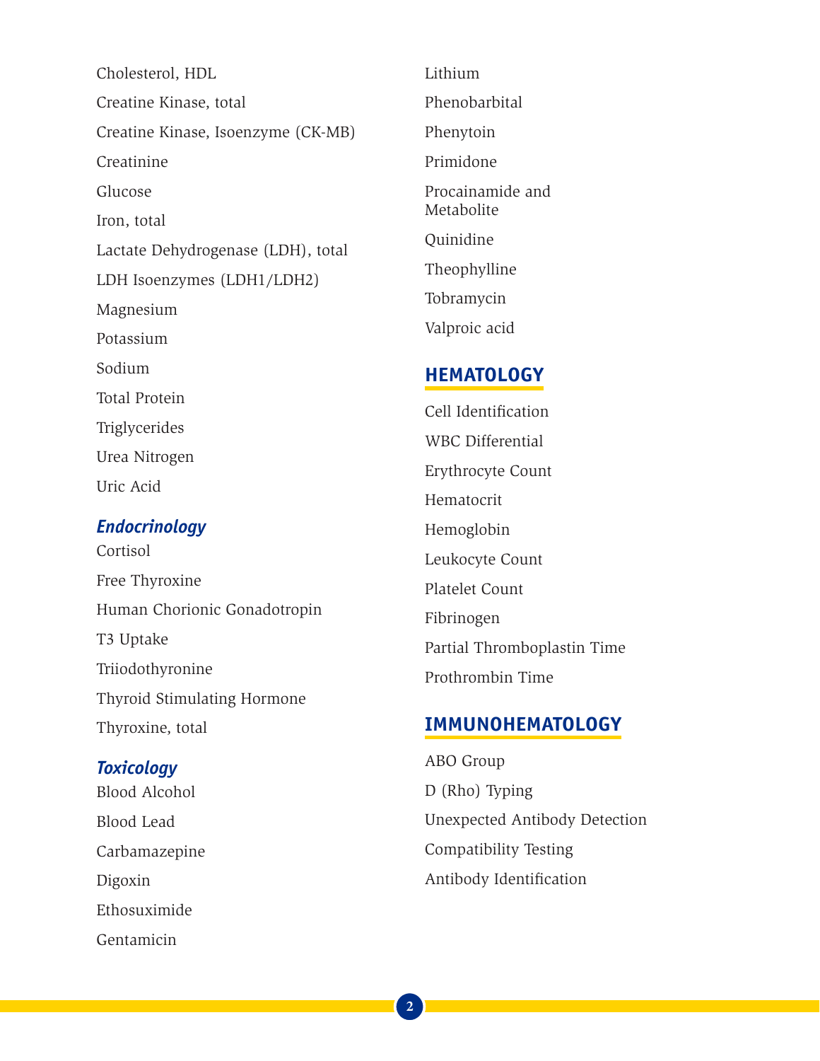Cholesterol, HDL

Creatine Kinase, total

Creatine Kinase, Isoenzyme (CK-MB)

Creatinine

Glucose

Iron, total

Lactate Dehydrogenase (LDH), total

LDH Isoenzymes (LDH1/LDH2)

Magnesium

Potassium

Sodium

Total Protein

Triglycerides

Urea Nitrogen

Uric Acid

### *Endocrinology*

Cortisol

Free Thyroxine

Human Chorionic Gonadotropin

T3 Uptake

Triiodothyronine

Thyroid Stimulating Hormone

Thyroxine, total

### *Toxicology*

Blood Alcohol

Blood Lead

Carbamazepine

Digoxin

Ethosuximide

Gentamicin

Lithium

Phenobarbital

Phenytoin

Primidone

Procainamide and Metabolite

Quinidine

Theophylline

Tobramycin

Valproic acid

## HEMATOLOGY

Cell Identification

WBC Differential

Erythrocyte Count

Hematocrit

Hemoglobin

Leukocyte Count

Platelet Count

Fibrinogen

Partial Thromboplastin Time

Prothrombin Time

## IMMUNOHEMATOLOGY

ABO Group

D (Rho) Typing

Unexpected Antibody Detection

Compatibility Testing

Antibody Identification